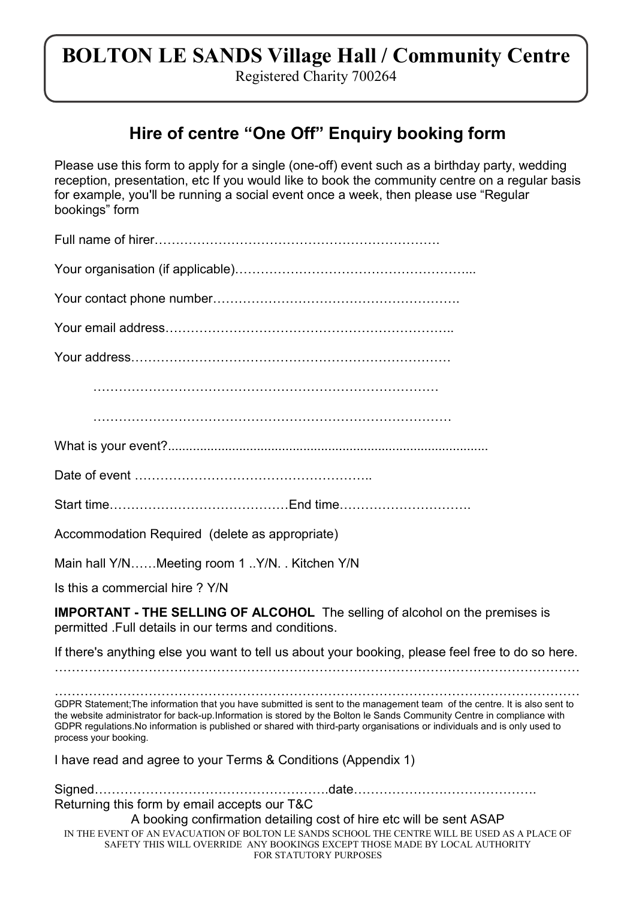# BOLTON LE SANDS Village Hall / Community Centre

Registered Charity 700264

## Hire of centre "One Off" Enquiry booking form

Please use this form to apply for a single (one-off) event such as a birthday party, wedding reception, presentation, etc If you would like to book the community centre on a regular basis for example, you'll be running a social event once a week, then please use "Regular bookings" form

Full name of hirer……………………………………………………….

Your organisation (if applicable)……………………………………………....

Your contact phone number……………………………………………….

Your email address………………………………………………………..

Your address………………………………………………………………

………………………………………………………………………

………………………………………………………………………

What is your event?.........................................................................................

Date of event ………………………………………………..

Start time……………………………………End time………………………….

Accommodation Required (delete as appropriate)

Main hall Y/N……Meeting room 1 ..Y/N. . Kitchen Y/N

Is this a commercial hire ? Y/N

**IMPORTANT - THE SELLING OF ALCOHOL** The selling of alcohol on the premises is permitted .Full details in our terms and conditions.

If there's anything else you want to tell us about your booking, please feel free to do so here.

…………………………………………………………………………………………………………

…………………………………………………………………………………………………………

GDPR Statement;The information that you have submitted is sent to the management team of the centre. It is also sent to the website administrator for back-up.Information is stored by the Bolton le Sands Community Centre in compliance with GDPR regulations.No information is published or shared with third-party organisations or individuals and is only used to process your booking.

I have read and agree to your Terms & Conditions (Appendix 1)

Signed……………………………………………….date…………………………………….

Returning this form by email accepts our T&C

A booking confirmation detailing cost of hire etc will be sent ASAP

IN THE EVENT OF AN EVACUATION OF BOLTON LE SANDS SCHOOL THE CENTRE WILL BE USED AS A PLACE OF SAFETY THIS WILL OVERRIDE ANY BOOKINGS EXCEPT THOSE MADE BY LOCAL AUTHORITY FOR STATUTORY PURPOSES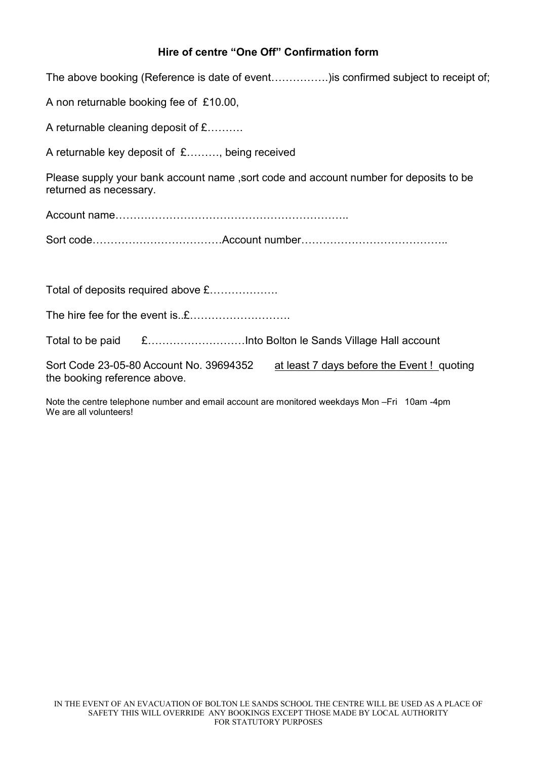## Hire of centre "One Off" Confirmation form

The above booking (Reference is date of event…………….)is confirmed subject to receipt of;

A non returnable booking fee of £10.00,

A returnable cleaning deposit of £……….

A returnable key deposit of £………, being received

Please supply your bank account name ,sort code and account number for deposits to be returned as necessary.

Account name………………………………………………………..

Sort code………………………………Account number…………………………………..

Total of deposits required above £……………….

The hire fee for the event is..£……………………….

Total to be paid £……………………Into Bolton le Sands Village Hall account

Sort Code 23-05-80 Account No. 39694352 <u>at least 7 days before the Event !</u> quoting the booking reference above.

Note the centre telephone number and email account are monitored weekdays Mon –Fri 10am -4pm
We are all volunteers!

IN THE EVENT OF AN EVACUATION OF BOLTON LE SANDS SCHOOL THE CENTRE WILL BE USED AS A PLACE OF SAFETY THIS WILL OVERRIDE ANY BOOKINGS EXCEPT THOSE MADE BY LOCAL AUTHORITY FOR STATUTORY PURPOSES